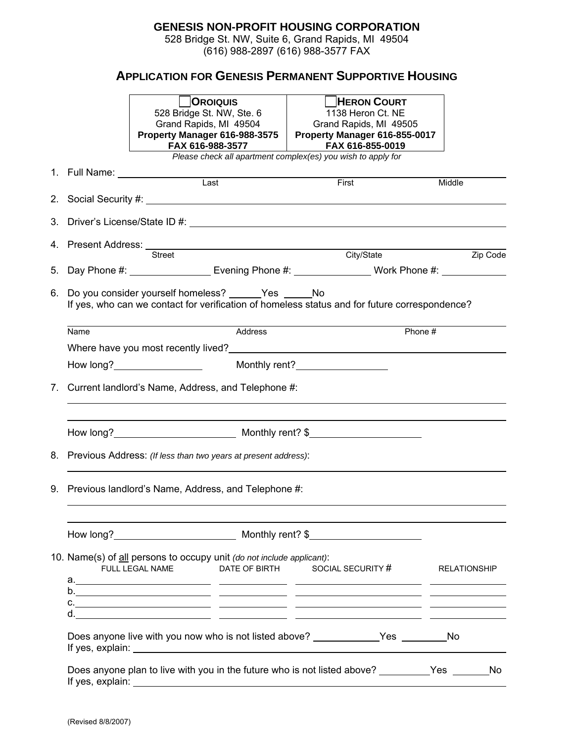# GENESIS NON-PROFIT HOUSING CORPORATION

528 Bridge St. NW, Suite 6, Grand Rapids, MI 49504
(616) 988-2897 (616) 988-3577 FAX

## APPLICATION FOR GENESIS PERMANENT SUPPORTIVE HOUSING

| ☐ **OROIQUIS** | ☐ **HERON COURT** |
|---|---|
| 528 Bridge St. NW, Ste. 6 | 1138 Heron Ct. NE |
| Grand Rapids, MI 49504 | Grand Rapids, MI 49505 |
| **Property Manager 616-988-3575** | **Property Manager 616-855-0017** |
| **FAX 616-988-3577** | **FAX 616-855-0019** |

*Please check all apartment complex(es) you wish to apply for*

1. Full Name: ______________________________________________
   Last                    First                    Middle
2. Social Security #: ______________________________________________
3. Driver's License/State ID #: ______________________________________________
4. Present Address: ______________________________________________
   Street                    City/State                    Zip Code
5. Day Phone #: ____________ Evening Phone #: ____________ Work Phone #: ____________
6. Do you consider yourself homeless? _____Yes _____No
   If yes, who can we contact for verification of homeless status and for future correspondence?

   ______________________________________________
   Name                    Address                    Phone #

   Where have you most recently lived? ______________________________________________

   How long? ______________ Monthly rent? ______________
7. Current landlord's Name, Address, and Telephone #:

   ______________________________________________

   ______________________________________________

   How long? ______________ Monthly rent? $______________
8. Previous Address: *(If less than two years at present address)*:

   ______________________________________________
9. Previous landlord's Name, Address, and Telephone #:

   ______________________________________________

   ______________________________________________

   How long? ______________ Monthly rent? $______________
10. Name(s) of all persons to occupy unit *(do not include applicant)*:

| | FULL LEGAL NAME | DATE OF BIRTH | SOCIAL SECURITY # | RELATIONSHIP |
|---|---|---|---|---|
| a. | | | | |
| b. | | | | |
| c. | | | | |
| d. | | | | |

Does anyone live with you now who is not listed above? __________Yes ________No
If yes, explain: ______________________________________________

Does anyone plan to live with you in the future who is not listed above? ________Yes ______No
If yes, explain: ______________________________________________

(Revised 8/8/2007)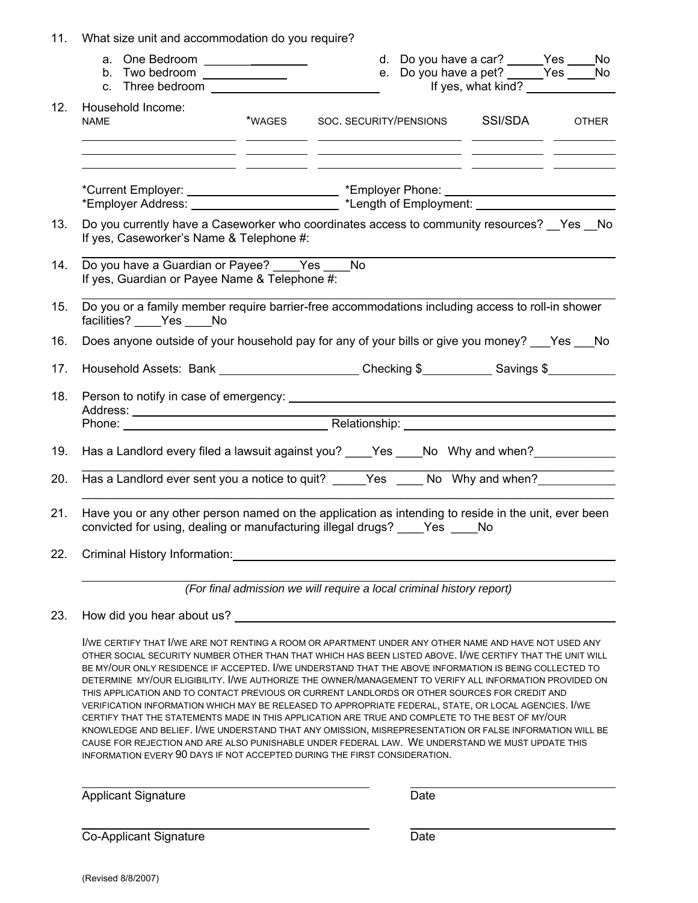11. What size unit and accommodation do you require?

    a. One Bedroom ________________
    b. Two bedroom ____________
    c. Three bedroom ________________________

    d. Do you have a car? _____Yes ____No
    e. Do you have a pet? _____Yes ____No
    If yes, what kind? _____________

12. Household Income:

| NAME | *WAGES | SOC. SECURITY/PENSIONS | SSI/SDA | OTHER |
|---|---|---|---|---|
| | | | | |
| | | | | |
| | | | | |

*Current Employer: ______________________ *Employer Phone: ________________________
*Employer Address: ______________________ *Length of Employment: ____________________

13. Do you currently have a Caseworker who coordinates access to community resources? __Yes __No
    If yes, Caseworker's Name & Telephone #:
    ________________________________________________________________

14. Do you have a Guardian or Payee? ____Yes ____No
    If yes, Guardian or Payee Name & Telephone #:
    ________________________________________________________________

15. Do you or a family member require barrier-free accommodations including access to roll-in shower facilities? ____Yes ____No

16. Does anyone outside of your household pay for any of your bills or give you money? ___Yes ___No

17. Household Assets: Bank ____________________ Checking $__________ Savings $__________

18. Person to notify in case of emergency: ____________________________________________
    Address: ______________________________________________________________________
    Phone: ____________________________ Relationship: ______________________________

19. Has a Landlord every filed a lawsuit against you? ____Yes ____No Why and when?____________
    ________________________________________________________________

20. Has a Landlord ever sent you a notice to quit? _____Yes ____ No Why and when?___________
    ________________________________________________________________

21. Have you or any other person named on the application as intending to reside in the unit, ever been convicted for using, dealing or manufacturing illegal drugs? ____Yes ____No

22. Criminal History Information: ______________________________________________________
    ________________________________________________________________

    *(For final admission we will require a local criminal history report)*

23. How did you hear about us? ________________________________________________

I/WE CERTIFY THAT I/WE ARE NOT RENTING A ROOM OR APARTMENT UNDER ANY OTHER NAME AND HAVE NOT USED ANY OTHER SOCIAL SECURITY NUMBER OTHER THAN THAT WHICH HAS BEEN LISTED ABOVE. I/WE CERTIFY THAT THE UNIT WILL BE MY/OUR ONLY RESIDENCE IF ACCEPTED. I/WE UNDERSTAND THAT THE ABOVE INFORMATION IS BEING COLLECTED TO DETERMINE MY/OUR ELIGIBILITY. I/WE AUTHORIZE THE OWNER/MANAGEMENT TO VERIFY ALL INFORMATION PROVIDED ON THIS APPLICATION AND TO CONTACT PREVIOUS OR CURRENT LANDLORDS OR OTHER SOURCES FOR CREDIT AND VERIFICATION INFORMATION WHICH MAY BE RELEASED TO APPROPRIATE FEDERAL, STATE, OR LOCAL AGENCIES. I/WE CERTIFY THAT THE STATEMENTS MADE IN THIS APPLICATION ARE TRUE AND COMPLETE TO THE BEST OF MY/OUR KNOWLEDGE AND BELIEF. I/WE UNDERSTAND THAT ANY OMISSION, MISREPRESENTATION OR FALSE INFORMATION WILL BE CAUSE FOR REJECTION AND ARE ALSO PUNISHABLE UNDER FEDERAL LAW. WE UNDERSTAND WE MUST UPDATE THIS INFORMATION EVERY 90 DAYS IF NOT ACCEPTED DURING THE FIRST CONSIDERATION.

________________________________ ________________________
Applicant Signature Date

________________________________ ________________________
Co-Applicant Signature Date

(Revised 8/8/2007)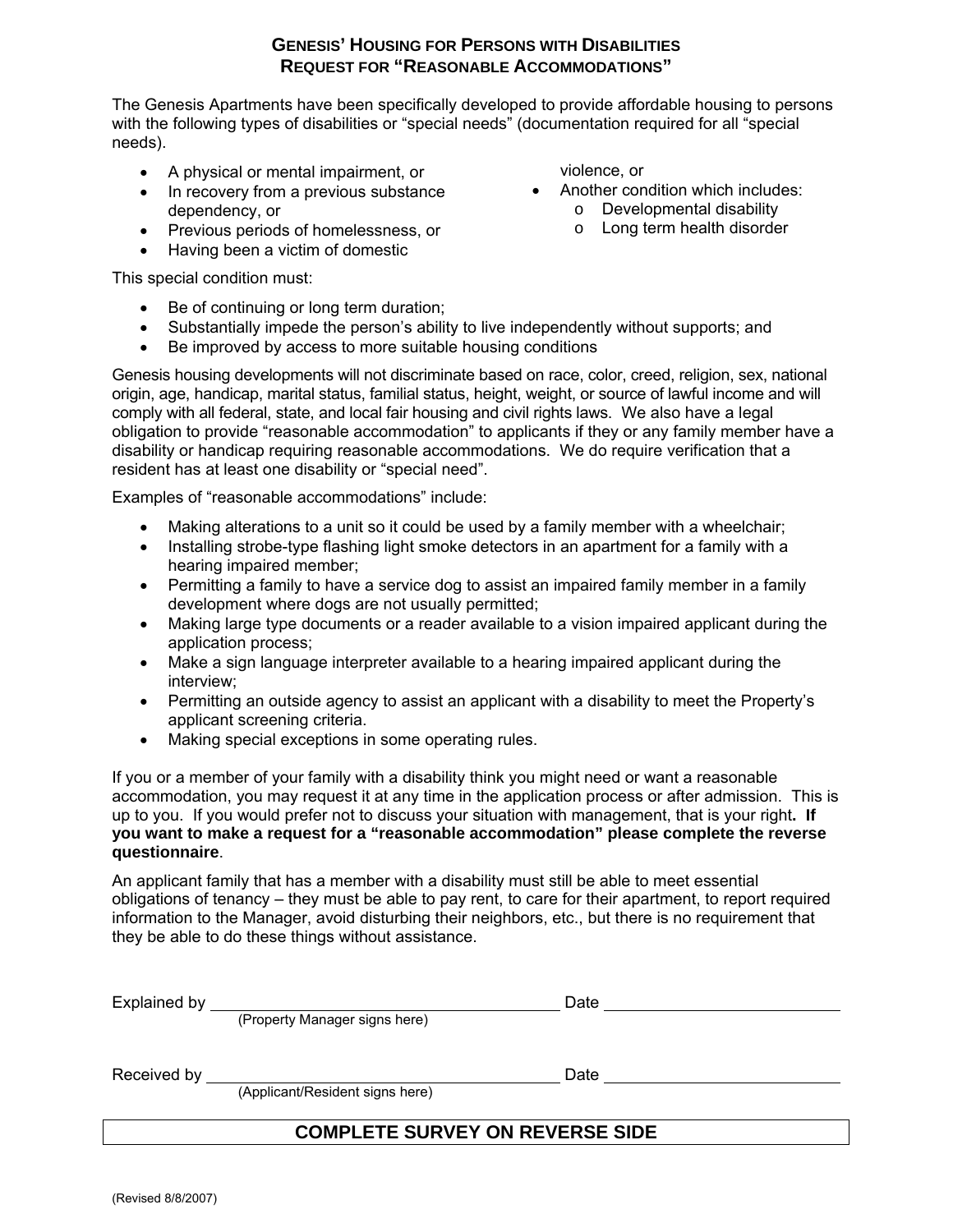## GENESIS' HOUSING FOR PERSONS WITH DISABILITIES
## REQUEST FOR "REASONABLE ACCOMMODATIONS"

The Genesis Apartments have been specifically developed to provide affordable housing to persons with the following types of disabilities or "special needs" (documentation required for all "special needs).

- A physical or mental impairment, or
- In recovery from a previous substance dependency, or
- Previous periods of homelessness, or
- Having been a victim of domestic violence, or
- Another condition which includes:
  - Developmental disability
  - Long term health disorder

This special condition must:

- Be of continuing or long term duration;
- Substantially impede the person's ability to live independently without supports; and
- Be improved by access to more suitable housing conditions

Genesis housing developments will not discriminate based on race, color, creed, religion, sex, national origin, age, handicap, marital status, familial status, height, weight, or source of lawful income and will comply with all federal, state, and local fair housing and civil rights laws. We also have a legal obligation to provide "reasonable accommodation" to applicants if they or any family member have a disability or handicap requiring reasonable accommodations. We do require verification that a resident has at least one disability or "special need".

Examples of "reasonable accommodations" include:

- Making alterations to a unit so it could be used by a family member with a wheelchair;
- Installing strobe-type flashing light smoke detectors in an apartment for a family with a hearing impaired member;
- Permitting a family to have a service dog to assist an impaired family member in a family development where dogs are not usually permitted;
- Making large type documents or a reader available to a vision impaired applicant during the application process;
- Make a sign language interpreter available to a hearing impaired applicant during the interview;
- Permitting an outside agency to assist an applicant with a disability to meet the Property's applicant screening criteria.
- Making special exceptions in some operating rules.

If you or a member of your family with a disability think you might need or want a reasonable accommodation, you may request it at any time in the application process or after admission. This is up to you. If you would prefer not to discuss your situation with management, that is your right**. If you want to make a request for a "reasonable accommodation" please complete the reverse questionnaire**.

An applicant family that has a member with a disability must still be able to meet essential obligations of tenancy – they must be able to pay rent, to care for their apartment, to report required information to the Manager, avoid disturbing their neighbors, etc., but there is no requirement that they be able to do these things without assistance.

Explained by ______________________________ Date ____________________
(Property Manager signs here)

Received by ______________________________ Date ____________________
(Applicant/Resident signs here)

**COMPLETE SURVEY ON REVERSE SIDE**

(Revised 8/8/2007)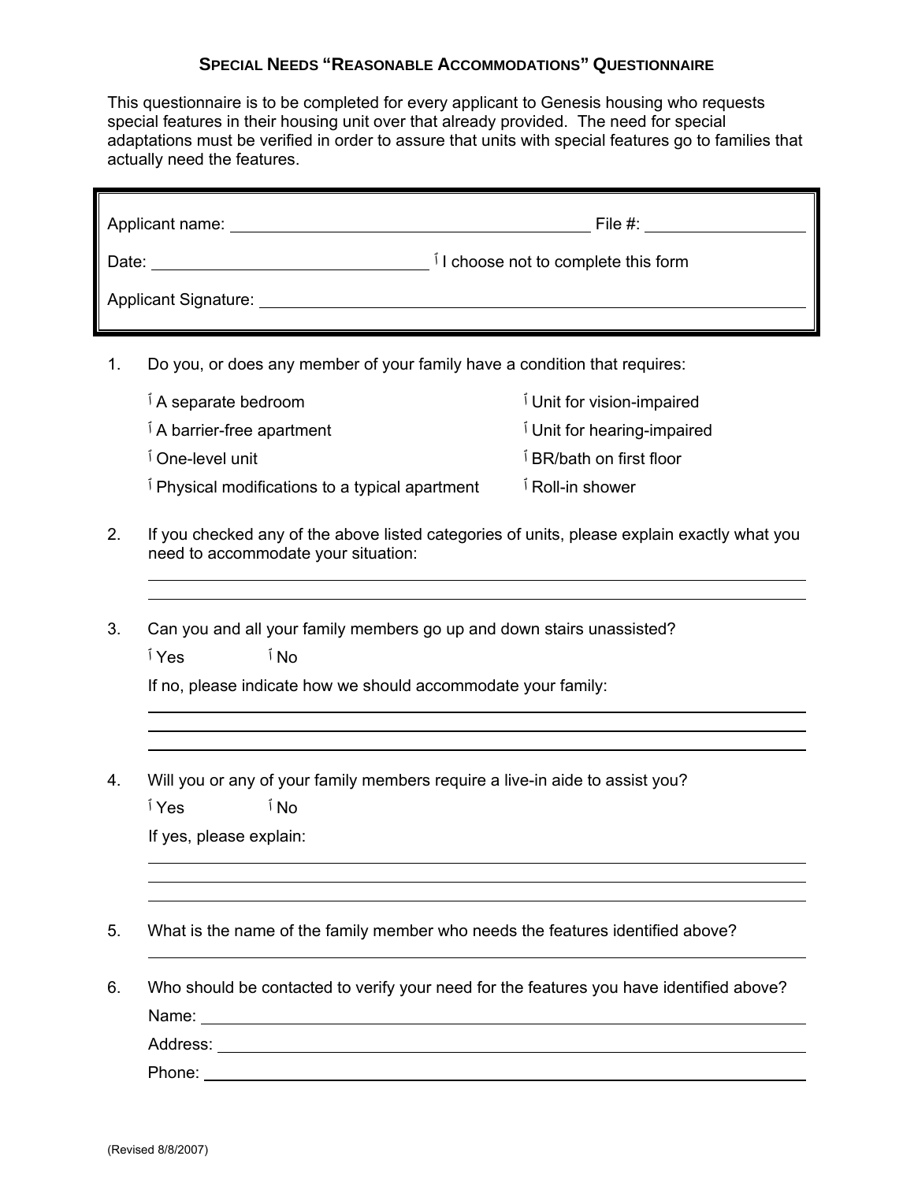## SPECIAL NEEDS "REASONABLE ACCOMMODATIONS" QUESTIONNAIRE

This questionnaire is to be completed for every applicant to Genesis housing who requests special features in their housing unit over that already provided. The need for special adaptations must be verified in order to assure that units with special features go to families that actually need the features.

Applicant name: ______________________________ File #: ______________

Date: ______________________ ☐ I choose not to complete this form

Applicant Signature: ______________________________________________

1. Do you, or does any member of your family have a condition that requires:

   ☐ A separate bedroom
   ☐ A barrier-free apartment
   ☐ One-level unit
   ☐ Physical modifications to a typical apartment
   ☐ Unit for vision-impaired
   ☐ Unit for hearing-impaired
   ☐ BR/bath on first floor
   ☐ Roll-in shower

2. If you checked any of the above listed categories of units, please explain exactly what you need to accommodate your situation:

   ______________________________________________
   ______________________________________________

3. Can you and all your family members go up and down stairs unassisted?

   ☐ Yes ☐ No

   If no, please indicate how we should accommodate your family:

   ______________________________________________
   ______________________________________________
   ______________________________________________

4. Will you or any of your family members require a live-in aide to assist you?

   ☐ Yes ☐ No

   If yes, please explain:

   ______________________________________________
   ______________________________________________
   ______________________________________________

5. What is the name of the family member who needs the features identified above?

   ______________________________________________

6. Who should be contacted to verify your need for the features you have identified above?

   Name: ______________________________________
   Address: ____________________________________
   Phone: ______________________________________

(Revised 8/8/2007)